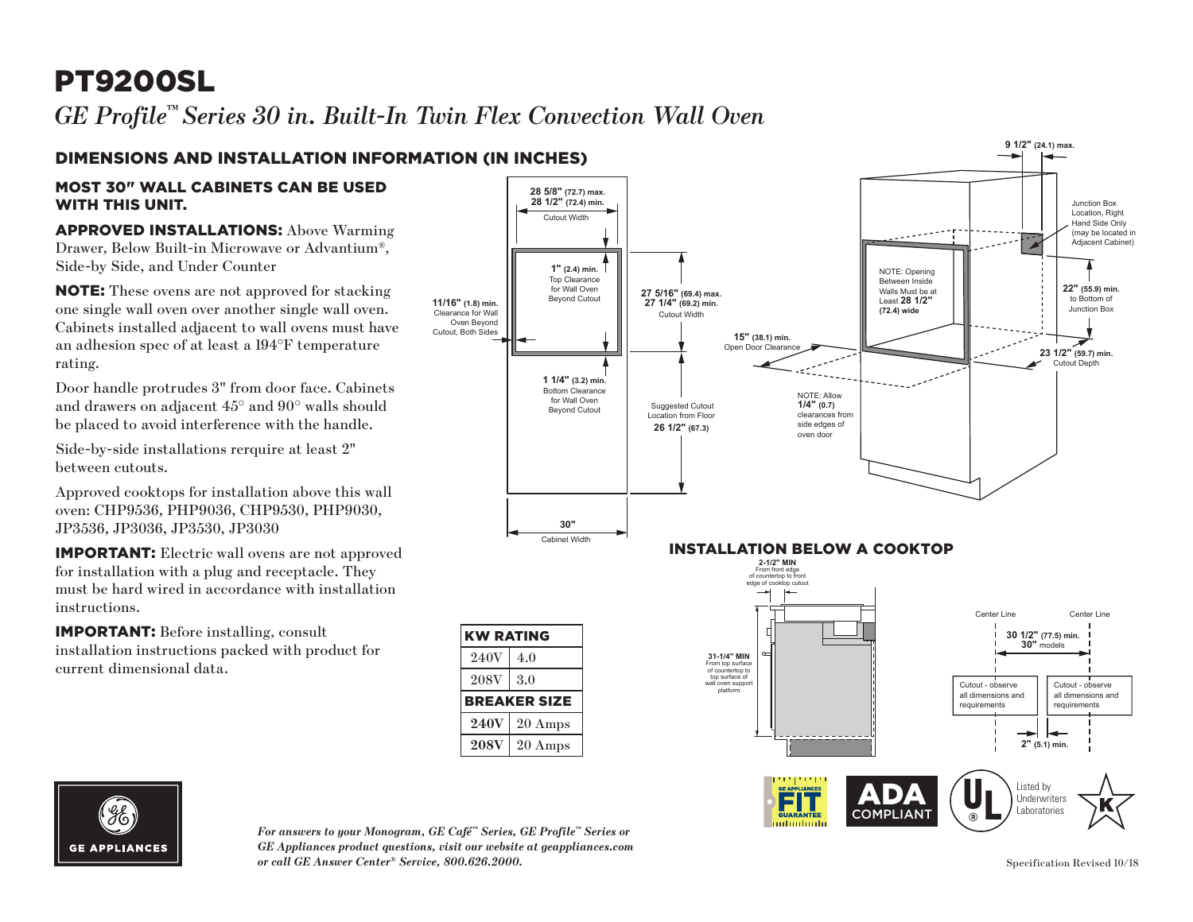# PT9200SL

*GE Profile™ Series 30 in. Built-In Twin Flex Convection Wall Oven*

## DIMENSIONS AND INSTALLATION INFORMATION (IN INCHES)

### MOST 30" WALL CABINETS CAN BE USED WITH THIS UNIT.

**APPROVED INSTALLATIONS:** Above Warming Drawer, Below Built-in Microwave or Advantium®, Side-by Side, and Under Counter

**NOTE:** These ovens are not approved for stacking one single wall oven over another single wall oven. Cabinets installed adjacent to wall ovens must have an adhesion spec of at least a 194°F temperature rating.

Door handle protrudes 3" from door face. Cabinets and drawers on adjacent 45° and 90° walls should be placed to avoid interference with the handle.

Side-by-side installations rerquire at least 2" between cutouts.

Approved cooktops for installation above this wall oven: CHP9536, PHP9036, CHP9530, PHP9030, JP3536, JP3036, JP3530, JP3030

**IMPORTANT:** Electric wall ovens are not approved for installation with a plug and receptacle. They must be hard wired in accordance with installation instructions.

**IMPORTANT:** Before installing, consult installation instructions packed with product for current dimensional data.

28 5/8" (72.7) max.
28 1/2" (72.4) min.
Cutout Width

1" (2.4) min. Top Clearance for Wall Oven Beyond Cutout

11/16" (1.8) min. Clearance for Wall Oven Beyond Cutout, Both Sides

27 5/16" (69.4) max.
27 1/4" (69.2) min.
Cutout Width

1 1/4" (3.2) min. Bottom Clearance for Wall Oven Beyond Cutout

Suggested Cutout Location from Floor 26 1/2" (67.3)

30" Cabinet Width

9 1/2" (24.1) max.

Junction Box Location, Right Hand Side Only (may be located in Adjacent Cabinet)

NOTE: Opening Between Inside Walls Must be at Least 28 1/2" (72.4) wide

22" (55.9) min. to Bottom of Junction Box

15" (38.1) min. Open Door Clearance

23 1/2" (59.7) min. Cutout Depth

NOTE: Allow 1/4" (0.7) clearances from side edges of oven door

| KW RATING | |
|---|---|
| 240V | 4.0 |
| 208V | 3.0 |
| **BREAKER SIZE** | |
| **240V** | 20 Amps |
| **208V** | 20 Amps |

## INSTALLATION BELOW A COOKTOP

2-1/2" MIN From front edge of countertop to front edge of cooktop cutout

31-1/4" MIN From top surface of countertop to top surface of wall oven support platform

Center Line — Center Line

30 1/2" (77.5) min.
30" models

Cutout - observe all dimensions and requirements

Cutout - observe all dimensions and requirements

2" (5.1) min.

GE APPLIANCES FIT GUARANTEE

ADA COMPLIANT

Listed by Underwriters Laboratories

*For answers to your Monogram, GE Café™ Series, GE Profile™ Series or GE Appliances product questions, visit our website at geappliances.com or call GE Answer Center® Service, 800.626.2000.*

Specification Revised 10/18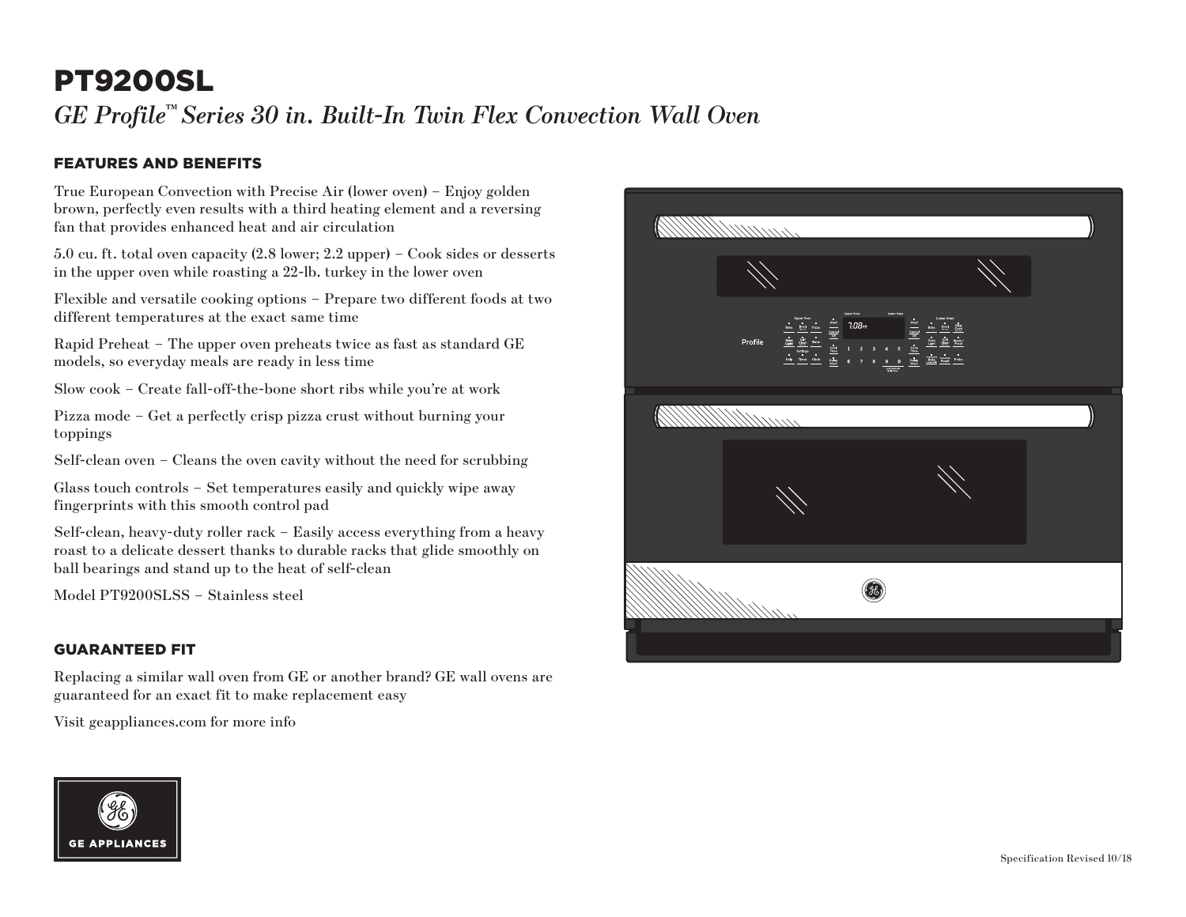# PT9200SL

*GE Profile™ Series 30 in. Built-In Twin Flex Convection Wall Oven*

## FEATURES AND BENEFITS

True European Convection with Precise Air (lower oven) – Enjoy golden brown, perfectly even results with a third heating element and a reversing fan that provides enhanced heat and air circulation

5.0 cu. ft. total oven capacity (2.8 lower; 2.2 upper) – Cook sides or desserts in the upper oven while roasting a 22-lb. turkey in the lower oven

Flexible and versatile cooking options – Prepare two different foods at two different temperatures at the exact same time

Rapid Preheat – The upper oven preheats twice as fast as standard GE models, so everyday meals are ready in less time

Slow cook – Create fall-off-the-bone short ribs while you're at work

Pizza mode – Get a perfectly crisp pizza crust without burning your toppings

Self-clean oven – Cleans the oven cavity without the need for scrubbing

Glass touch controls – Set temperatures easily and quickly wipe away fingerprints with this smooth control pad

Self-clean, heavy-duty roller rack – Easily access everything from a heavy roast to a delicate dessert thanks to durable racks that glide smoothly on ball bearings and stand up to the heat of self-clean

Model PT9200SLSS – Stainless steel

## GUARANTEED FIT

Replacing a similar wall oven from GE or another brand? GE wall ovens are guaranteed for an exact fit to make replacement easy

Visit geappliances.com for more info

GE APPLIANCES

Specification Revised 10/18